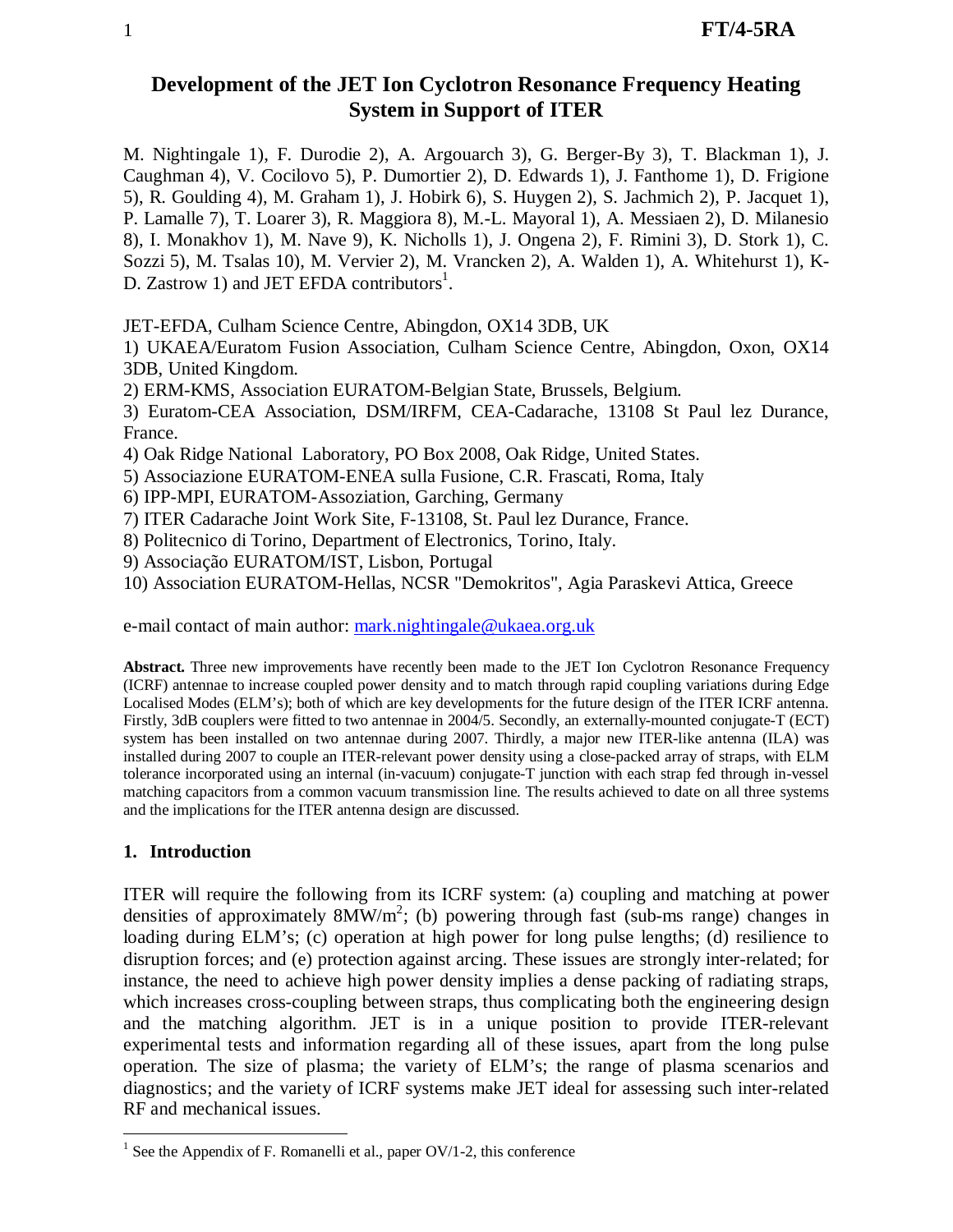# Development of the JET Ion Cyclotron Resonance Frequency Heating System in Support of ITER

M. Nightingale 1), F. Durodie 2), A. Argouarch 3), G. Berger-By 3), T. Blackman 1), J. Caughman 4), V. Cocilovo 5), P. Dumortier 2), D. Edwards 1), J. Fanthome 1), D. Frigione 5), R. Goulding 4), M. Graham 1), J. Hobirk 6), S. Huygen 2), S. Jachmich 2), P. Jacquet 1), P. Lamalle 7), T. Loarer 3), R. Maggiora 8), M.-L. Mayoral 1), A. Messiaen 2), D. Milanesio 8), I. Monakhov 1), M. Nave 9), K. Nicholls 1), J. Ongena 2), F. Rimini 3), D. Stork 1), C. Sozzi 5), M. Tsalas 10), M. Vervier 2), M. Vrancken 2), A. Walden 1), A. Whitehurst 1), K-D. Zastrow 1) and JET EFDA contributors[1].

JET-EFDA, Culham Science Centre, Abingdon, OX14 3DB, UK

1) UKAEA/Euratom Fusion Association, Culham Science Centre, Abingdon, Oxon, OX14 3DB, United Kingdom.

2) ERM-KMS, Association EURATOM-Belgian State, Brussels, Belgium.

3) Euratom-CEA Association, DSM/IRFM, CEA-Cadarache, 13108 St Paul lez Durance, France.

4) Oak Ridge National Laboratory, PO Box 2008, Oak Ridge, United States.

5) Associazione EURATOM-ENEA sulla Fusione, C.R. Frascati, Roma, Italy

6) IPP-MPI, EURATOM-Assoziation, Garching, Germany

7) ITER Cadarache Joint Work Site, F-13108, St. Paul lez Durance, France.

8) Politecnico di Torino, Department of Electronics, Torino, Italy.

9) Associação EURATOM/IST, Lisbon, Portugal

10) Association EURATOM-Hellas, NCSR "Demokritos", Agia Paraskevi Attica, Greece

e-mail contact of main author: mark.nightingale@ukaea.org.uk

**Abstract.** Three new improvements have recently been made to the JET Ion Cyclotron Resonance Frequency (ICRF) antennae to increase coupled power density and to match through rapid coupling variations during Edge Localised Modes (ELM's); both of which are key developments for the future design of the ITER ICRF antenna. Firstly, 3dB couplers were fitted to two antennae in 2004/5. Secondly, an externally-mounted conjugate-T (ECT) system has been installed on two antennae during 2007. Thirdly, a major new ITER-like antenna (ILA) was installed during 2007 to couple an ITER-relevant power density using a close-packed array of straps, with ELM tolerance incorporated using an internal (in-vacuum) conjugate-T junction with each strap fed through in-vessel matching capacitors from a common vacuum transmission line. The results achieved to date on all three systems and the implications for the ITER antenna design are discussed.

## 1. Introduction

ITER will require the following from its ICRF system: (a) coupling and matching at power densities of approximately 8MW/m$^2$; (b) powering through fast (sub-ms range) changes in loading during ELM's; (c) operation at high power for long pulse lengths; (d) resilience to disruption forces; and (e) protection against arcing. These issues are strongly inter-related; for instance, the need to achieve high power density implies a dense packing of radiating straps, which increases cross-coupling between straps, thus complicating both the engineering design and the matching algorithm. JET is in a unique position to provide ITER-relevant experimental tests and information regarding all of these issues, apart from the long pulse operation. The size of plasma; the variety of ELM's; the range of plasma scenarios and diagnostics; and the variety of ICRF systems make JET ideal for assessing such inter-related RF and mechanical issues.

[1] See the Appendix of F. Romanelli et al., paper OV/1-2, this conference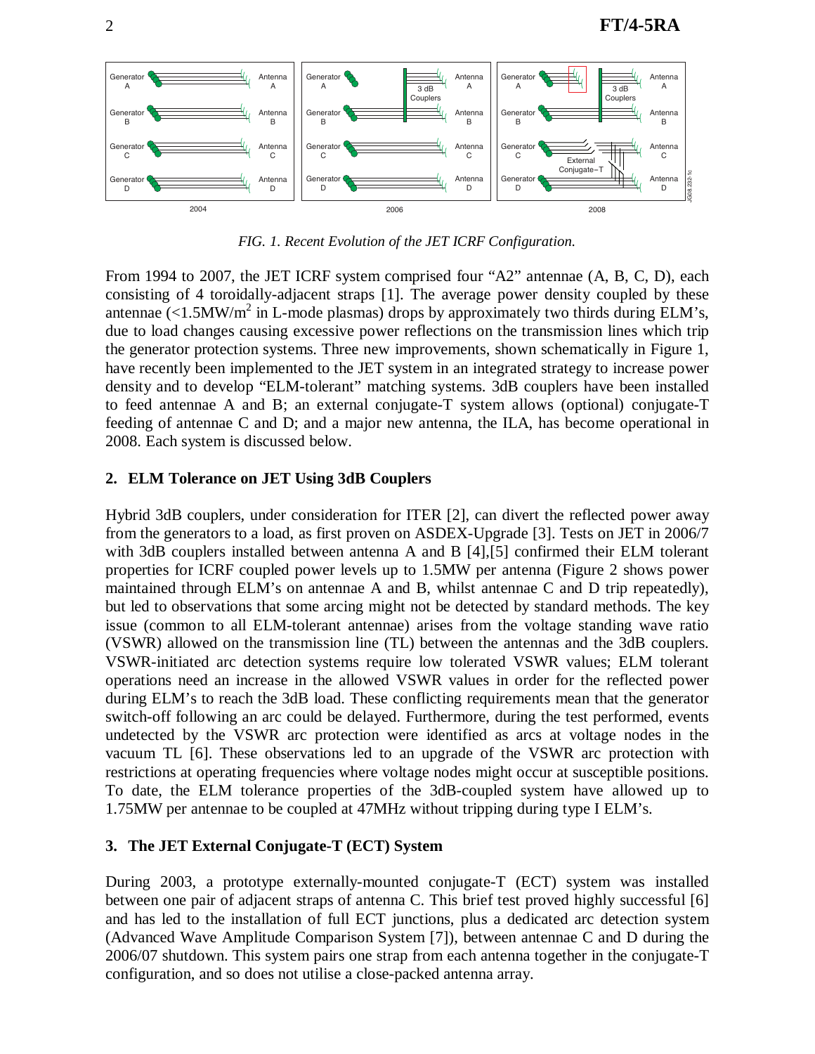Generator A

Antenna A

Generator B

Antenna B

Generator C

Antenna C

Generator D

Antenna D

2004

Generator A

3 dB Couplers

Antenna A

Generator B

Antenna B

Generator C

Antenna C

Generator D

Antenna D

2006

Generator A

3 dB Couplers

Antenna A

Generator B

Antenna B

Generator C

External Conjugate−T

Antenna C

Generator D

Antenna D

2008

JG08.232-1c

*FIG. 1. Recent Evolution of the JET ICRF Configuration.*

From 1994 to 2007, the JET ICRF system comprised four "A2" antennae (A, B, C, D), each consisting of 4 toroidally-adjacent straps [1]. The average power density coupled by these antennae (<1.5MW/m$^2$ in L-mode plasmas) drops by approximately two thirds during ELM's, due to load changes causing excessive power reflections on the transmission lines which trip the generator protection systems. Three new improvements, shown schematically in Figure 1, have recently been implemented to the JET system in an integrated strategy to increase power density and to develop "ELM-tolerant" matching systems. 3dB couplers have been installed to feed antennae A and B; an external conjugate-T system allows (optional) conjugate-T feeding of antennae C and D; and a major new antenna, the ILA, has become operational in 2008. Each system is discussed below.

## 2. ELM Tolerance on JET Using 3dB Couplers

Hybrid 3dB couplers, under consideration for ITER [2], can divert the reflected power away from the generators to a load, as first proven on ASDEX-Upgrade [3]. Tests on JET in 2006/7 with 3dB couplers installed between antenna A and B [4],[5] confirmed their ELM tolerant properties for ICRF coupled power levels up to 1.5MW per antenna (Figure 2 shows power maintained through ELM's on antennae A and B, whilst antennae C and D trip repeatedly), but led to observations that some arcing might not be detected by standard methods. The key issue (common to all ELM-tolerant antennae) arises from the voltage standing wave ratio (VSWR) allowed on the transmission line (TL) between the antennas and the 3dB couplers. VSWR-initiated arc detection systems require low tolerated VSWR values; ELM tolerant operations need an increase in the allowed VSWR values in order for the reflected power during ELM's to reach the 3dB load. These conflicting requirements mean that the generator switch-off following an arc could be delayed. Furthermore, during the test performed, events undetected by the VSWR arc protection were identified as arcs at voltage nodes in the vacuum TL [6]. These observations led to an upgrade of the VSWR arc protection with restrictions at operating frequencies where voltage nodes might occur at susceptible positions. To date, the ELM tolerance properties of the 3dB-coupled system have allowed up to 1.75MW per antennae to be coupled at 47MHz without tripping during type I ELM's.

## 3. The JET External Conjugate-T (ECT) System

During 2003, a prototype externally-mounted conjugate-T (ECT) system was installed between one pair of adjacent straps of antenna C. This brief test proved highly successful [6] and has led to the installation of full ECT junctions, plus a dedicated arc detection system (Advanced Wave Amplitude Comparison System [7]), between antennae C and D during the 2006/07 shutdown. This system pairs one strap from each antenna together in the conjugate-T configuration, and so does not utilise a close-packed antenna array.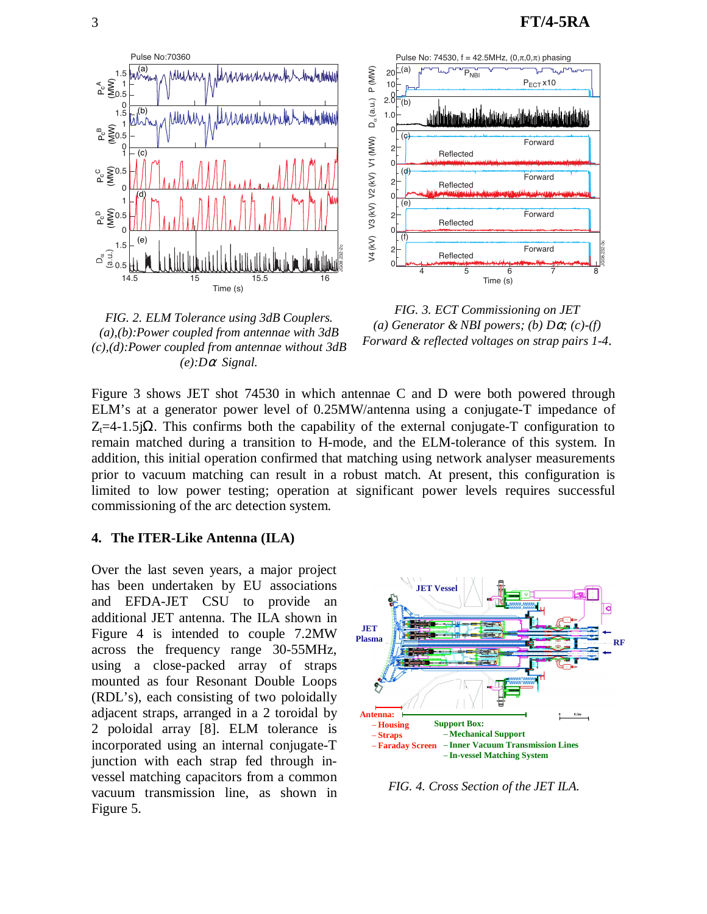Pulse No:70360

(a) $P_c^A$ (MW) 1.5 1 0.5 0

(b) $P_c^B$ (MW) 1.5 1 0.5 0

(c) $P_c^C$ (MW) 1 0.5 0

(d) $P_c^D$ (MW) 1 0.5 0

(e) $D_\alpha$ (a.u.) 1.5 0.5

14.5 15 15.5 16

Time (s)

*FIG. 2. ELM Tolerance using 3dB Couplers. (a),(b):Power coupled from antennae with 3dB (c),(d):Power coupled from antennae without 3dB (e):Dα Signal.*

Pulse No: 74530, f = 42.5MHz, (0,π,0,π) phasing

(a) P (MW) 20 10 0 $P_{NBI}$ $P_{ECT}$ x10

(b) $D_\alpha$ (a.u.) 2.0 1.0 0

(c) V1 (MW) 2 0 Forward Reflected

(d) V2 (kV) 2 0 Forward Reflected

(e) V3 (kV) 2 0 Forward Reflected

(f) V4 (kV) 2 0 Forward Reflected

4 5 6 7 8

Time (s)

*FIG. 3. ECT Commissioning on JET (a) Generator & NBI powers; (b) Dα; (c)-(f) Forward & reflected voltages on strap pairs 1-4.*

Figure 3 shows JET shot 74530 in which antennae C and D were both powered through ELM's at a generator power level of 0.25MW/antenna using a conjugate-T impedance of $Z_t$=4-1.5jΩ. This confirms both the capability of the external conjugate-T configuration to remain matched during a transition to H-mode, and the ELM-tolerance of this system. In addition, this initial operation confirmed that matching using network analyser measurements prior to vacuum matching can result in a robust match. At present, this configuration is limited to low power testing; operation at significant power levels requires successful commissioning of the arc detection system.

## 4. The ITER-Like Antenna (ILA)

Over the last seven years, a major project has been undertaken by EU associations and EFDA-JET CSU to provide an additional JET antenna. The ILA shown in Figure 4 is intended to couple 7.2MW across the frequency range 30-55MHz, using a close-packed array of straps mounted as four Resonant Double Loops (RDL's), each consisting of two poloidally adjacent straps, arranged in a 2 toroidal by 2 poloidal array [8]. ELM tolerance is incorporated using an internal conjugate-T junction with each strap fed through in-vessel matching capacitors from a common vacuum transmission line, as shown in Figure 5.

JET Vessel

JET Plasma

RF

Antenna:
- Housing
- Straps
- Faraday Screen

Support Box:
- Mechanical Support
- Inner Vacuum Transmission Lines
- In-vessel Matching System

*FIG. 4. Cross Section of the JET ILA.*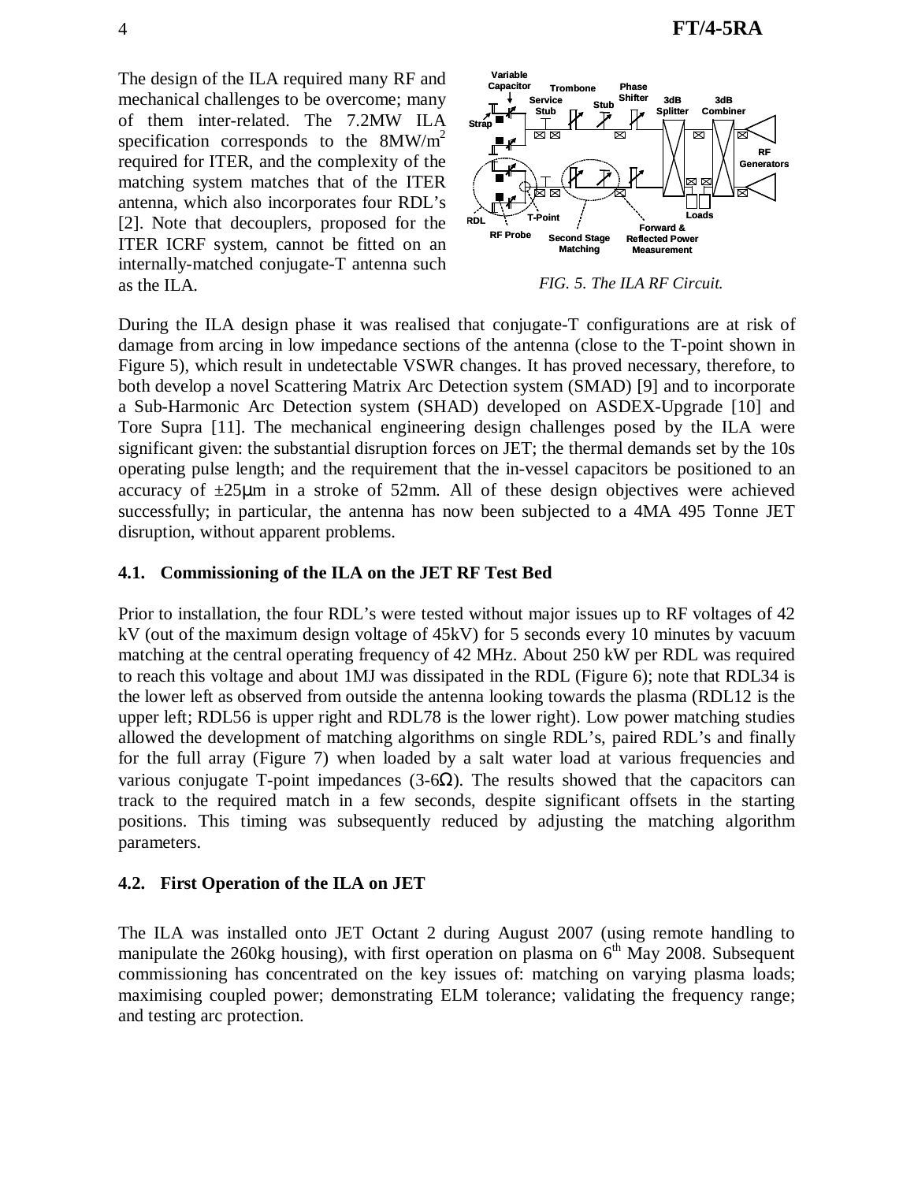The design of the ILA required many RF and mechanical challenges to be overcome; many of them inter-related. The 7.2MW ILA specification corresponds to the $8MW/m^2$ required for ITER, and the complexity of the matching system matches that of the ITER antenna, which also incorporates four RDL's [2]. Note that decouplers, proposed for the ITER ICRF system, cannot be fitted on an internally-matched conjugate-T antenna such as the ILA.

Variable Capacitor
Trombone
Phase Shifter
Service Stub
Stub
3dB Splitter
3dB Combiner
Strap
RF Generators
Loads
RDL
T-Point
RF Probe
Second Stage Matching
Forward & Reflected Power Measurement

*FIG. 5. The ILA RF Circuit.*

During the ILA design phase it was realised that conjugate-T configurations are at risk of damage from arcing in low impedance sections of the antenna (close to the T-point shown in Figure 5), which result in undetectable VSWR changes. It has proved necessary, therefore, to both develop a novel Scattering Matrix Arc Detection system (SMAD) [9] and to incorporate a Sub-Harmonic Arc Detection system (SHAD) developed on ASDEX-Upgrade [10] and Tore Supra [11]. The mechanical engineering design challenges posed by the ILA were significant given: the substantial disruption forces on JET; the thermal demands set by the 10s operating pulse length; and the requirement that the in-vessel capacitors be positioned to an accuracy of $\pm 25\mu m$ in a stroke of 52mm. All of these design objectives were achieved successfully; in particular, the antenna has now been subjected to a 4MA 495 Tonne JET disruption, without apparent problems.

### 4.1. Commissioning of the ILA on the JET RF Test Bed

Prior to installation, the four RDL's were tested without major issues up to RF voltages of 42 kV (out of the maximum design voltage of 45kV) for 5 seconds every 10 minutes by vacuum matching at the central operating frequency of 42 MHz. About 250 kW per RDL was required to reach this voltage and about 1MJ was dissipated in the RDL (Figure 6); note that RDL34 is the lower left as observed from outside the antenna looking towards the plasma (RDL12 is the upper left; RDL56 is upper right and RDL78 is the lower right). Low power matching studies allowed the development of matching algorithms on single RDL's, paired RDL's and finally for the full array (Figure 7) when loaded by a salt water load at various frequencies and various conjugate T-point impedances (3-6$\Omega$). The results showed that the capacitors can track to the required match in a few seconds, despite significant offsets in the starting positions. This timing was subsequently reduced by adjusting the matching algorithm parameters.

### 4.2. First Operation of the ILA on JET

The ILA was installed onto JET Octant 2 during August 2007 (using remote handling to manipulate the 260kg housing), with first operation on plasma on 6th May 2008. Subsequent commissioning has concentrated on the key issues of: matching on varying plasma loads; maximising coupled power; demonstrating ELM tolerance; validating the frequency range; and testing arc protection.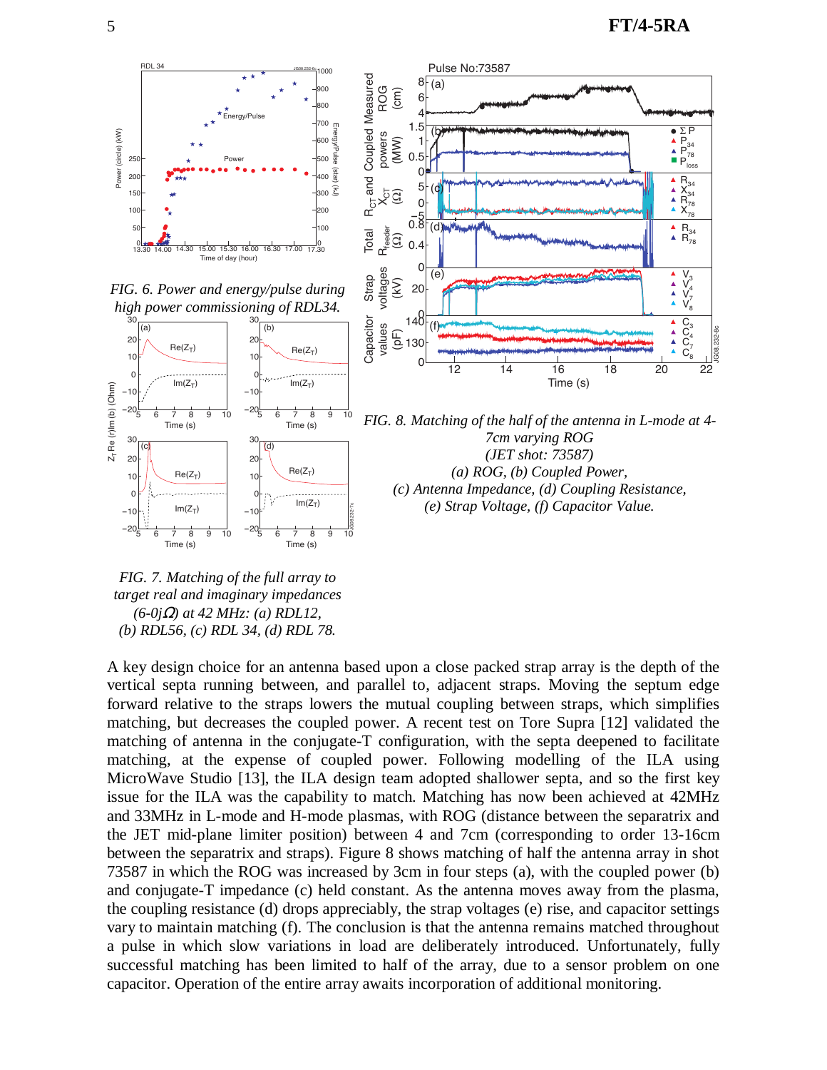RDL 34

Power (circle) (kW)

Energy/Pulse (star) (kJ)

Energy/Pulse

Power

Time of day (hour)

13.30 14.00 14.30 15.00 15.30 16.00 16.30 17.00 17.30

*FIG. 6. Power and energy/pulse during high power commissioning of RDL34.*

$Z_T$ Re (r)Im (b) (Ohm)

(a) $Re(Z_T)$ $Im(Z_T)$

(b) $Re(Z_T)$ $Im(Z_T)$

(c) $Re(Z_T)$ $Im(Z_T)$

(d) $Re(Z_T)$ $Im(Z_T)$

Time (s)

*FIG. 7. Matching of the full array to target real and imaginary impedances (6-0j$\Omega$) at 42 MHz: (a) RDL12, (b) RDL56, (c) RDL 34, (d) RDL 78.*

Pulse No:73587

Measured ROG (cm)

Coupled powers (MW)

$R_{CT}$ and $X_{CT}$ ($\Omega$)

Total $R_{feeder}$ ($\Omega$)

Strap voltages (kV)

Capacitor values (pF)

$\Sigma$ P, $P_{34}$, $P_{78}$, $P_{loss}$

$R_{34}$, $X_{34}$, $R_{78}$, $X_{78}$

$R_{34}$, $R_{78}$

$V_3$, $V_4$, $V_7$, $V_8$

$C_3$, $C_4$, $C_7$, $C_8$

Time (s)

*FIG. 8. Matching of the half of the antenna in L-mode at 4-7cm varying ROG (JET shot: 73587) (a) ROG, (b) Coupled Power, (c) Antenna Impedance, (d) Coupling Resistance, (e) Strap Voltage, (f) Capacitor Value.*

A key design choice for an antenna based upon a close packed strap array is the depth of the vertical septa running between, and parallel to, adjacent straps. Moving the septum edge forward relative to the straps lowers the mutual coupling between straps, which simplifies matching, but decreases the coupled power. A recent test on Tore Supra [12] validated the matching of antenna in the conjugate-T configuration, with the septa deepened to facilitate matching, at the expense of coupled power. Following modelling of the ILA using MicroWave Studio [13], the ILA design team adopted shallower septa, and so the first key issue for the ILA was the capability to match. Matching has now been achieved at 42MHz and 33MHz in L-mode and H-mode plasmas, with ROG (distance between the separatrix and the JET mid-plane limiter position) between 4 and 7cm (corresponding to order 13-16cm between the separatrix and straps). Figure 8 shows matching of half the antenna array in shot 73587 in which the ROG was increased by 3cm in four steps (a), with the coupled power (b) and conjugate-T impedance (c) held constant. As the antenna moves away from the plasma, the coupling resistance (d) drops appreciably, the strap voltages (e) rise, and capacitor settings vary to maintain matching (f). The conclusion is that the antenna remains matched throughout a pulse in which slow variations in load are deliberately introduced. Unfortunately, fully successful matching has been limited to half of the array, due to a sensor problem on one capacitor. Operation of the entire array awaits incorporation of additional monitoring.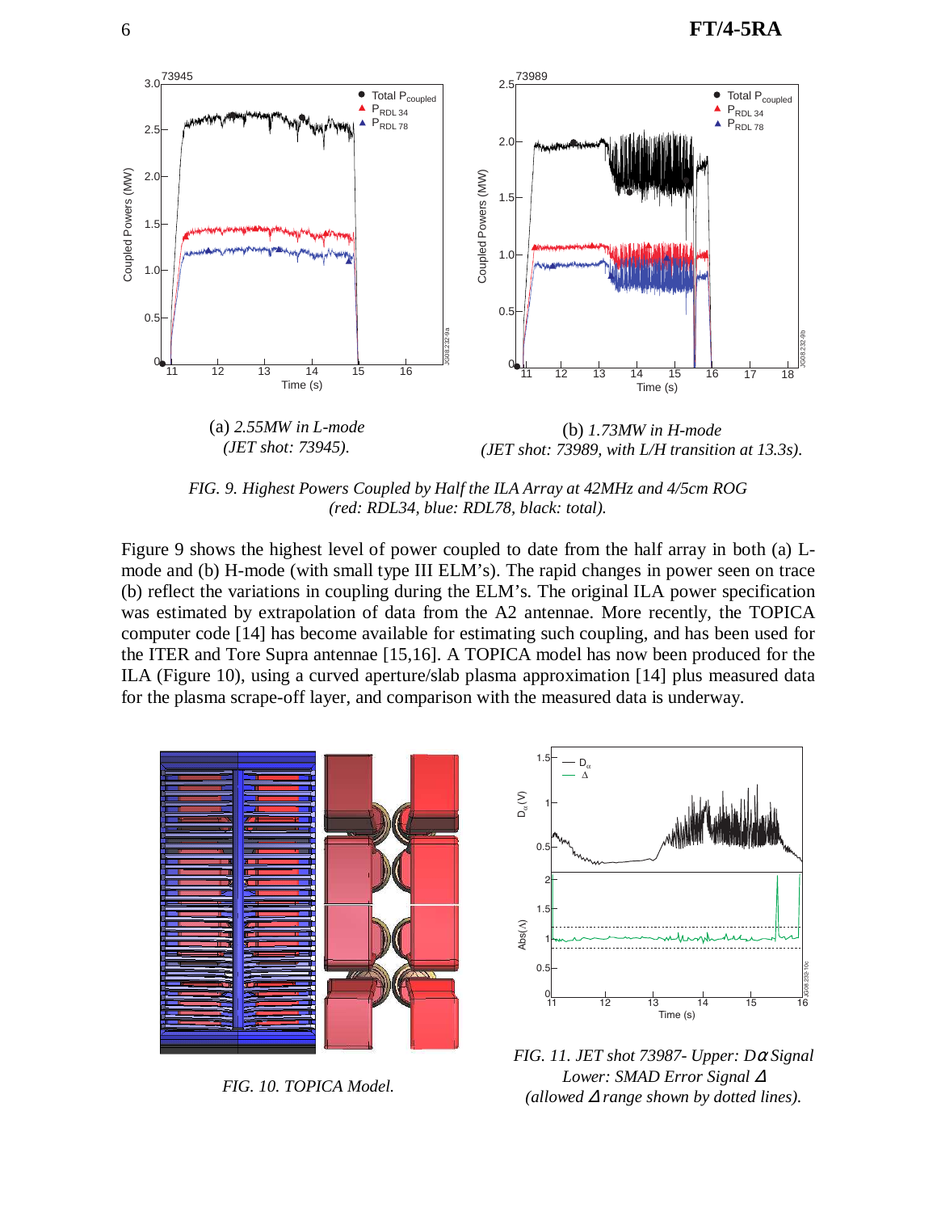73945

Total $P_{coupled}$

$P_{RDL\ 34}$

$P_{RDL\ 78}$

Coupled Powers (MW)

3.0
2.5
2.0
1.5
1.0
0.5
0

11 12 13 14 15 16

Time (s)

JG08.232-9a

(a) *2.55MW in L-mode (JET shot: 73945).*

73989

Total $P_{coupled}$

$P_{RDL\ 34}$

$P_{RDL\ 78}$

Coupled Powers (MW)

2.5
2.0
1.5
1.0
0.5
0

11 12 13 14 15 16 17 18

Time (s)

JG08.232-9b

(b) *1.73MW in H-mode (JET shot: 73989, with L/H transition at 13.3s).*

*FIG. 9. Highest Powers Coupled by Half the ILA Array at 42MHz and 4/5cm ROG (red: RDL34, blue: RDL78, black: total).*

Figure 9 shows the highest level of power coupled to date from the half array in both (a) L-mode and (b) H-mode (with small type III ELM's). The rapid changes in power seen on trace (b) reflect the variations in coupling during the ELM's. The original ILA power specification was estimated by extrapolation of data from the A2 antennae. More recently, the TOPICA computer code [14] has become available for estimating such coupling, and has been used for the ITER and Tore Supra antennae [15,16]. A TOPICA model has now been produced for the ILA (Figure 10), using a curved aperture/slab plasma approximation [14] plus measured data for the plasma scrape-off layer, and comparison with the measured data is underway.

*FIG. 10. TOPICA Model.*

$D_\alpha$

$\Delta$

$D_\alpha$ (V)

1.5
1
0.5

Abs($\Delta$)

2
1.5
1
0.5
0

11 12 13 14 15 16

Time (s)

JG08.232-10c

*FIG. 11. JET shot 73987- Upper: $D\alpha$ Signal Lower: SMAD Error Signal $\Delta$ (allowed $\Delta$ range shown by dotted lines).*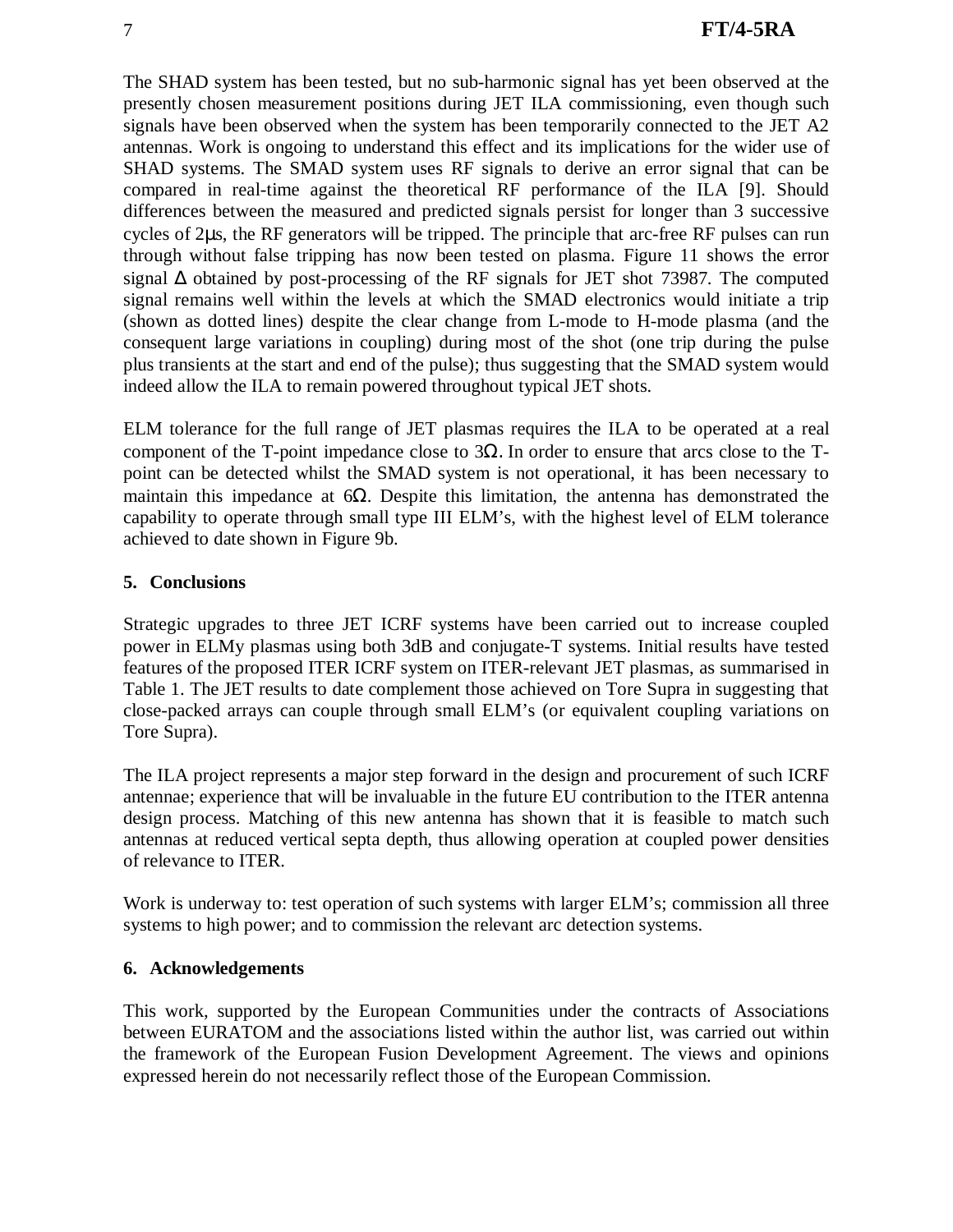The SHAD system has been tested, but no sub-harmonic signal has yet been observed at the presently chosen measurement positions during JET ILA commissioning, even though such signals have been observed when the system has been temporarily connected to the JET A2 antennas. Work is ongoing to understand this effect and its implications for the wider use of SHAD systems. The SMAD system uses RF signals to derive an error signal that can be compared in real-time against the theoretical RF performance of the ILA [9]. Should differences between the measured and predicted signals persist for longer than 3 successive cycles of 2μs, the RF generators will be tripped. The principle that arc-free RF pulses can run through without false tripping has now been tested on plasma. Figure 11 shows the error signal $\Delta$ obtained by post-processing of the RF signals for JET shot 73987. The computed signal remains well within the levels at which the SMAD electronics would initiate a trip (shown as dotted lines) despite the clear change from L-mode to H-mode plasma (and the consequent large variations in coupling) during most of the shot (one trip during the pulse plus transients at the start and end of the pulse); thus suggesting that the SMAD system would indeed allow the ILA to remain powered throughout typical JET shots.

ELM tolerance for the full range of JET plasmas requires the ILA to be operated at a real component of the T-point impedance close to 3Ω. In order to ensure that arcs close to the T-point can be detected whilst the SMAD system is not operational, it has been necessary to maintain this impedance at 6Ω. Despite this limitation, the antenna has demonstrated the capability to operate through small type III ELM's, with the highest level of ELM tolerance achieved to date shown in Figure 9b.

## 5. Conclusions

Strategic upgrades to three JET ICRF systems have been carried out to increase coupled power in ELMy plasmas using both 3dB and conjugate-T systems. Initial results have tested features of the proposed ITER ICRF system on ITER-relevant JET plasmas, as summarised in Table 1. The JET results to date complement those achieved on Tore Supra in suggesting that close-packed arrays can couple through small ELM's (or equivalent coupling variations on Tore Supra).

The ILA project represents a major step forward in the design and procurement of such ICRF antennae; experience that will be invaluable in the future EU contribution to the ITER antenna design process. Matching of this new antenna has shown that it is feasible to match such antennas at reduced vertical septa depth, thus allowing operation at coupled power densities of relevance to ITER.

Work is underway to: test operation of such systems with larger ELM's; commission all three systems to high power; and to commission the relevant arc detection systems.

## 6. Acknowledgements

This work, supported by the European Communities under the contracts of Associations between EURATOM and the associations listed within the author list, was carried out within the framework of the European Fusion Development Agreement. The views and opinions expressed herein do not necessarily reflect those of the European Commission.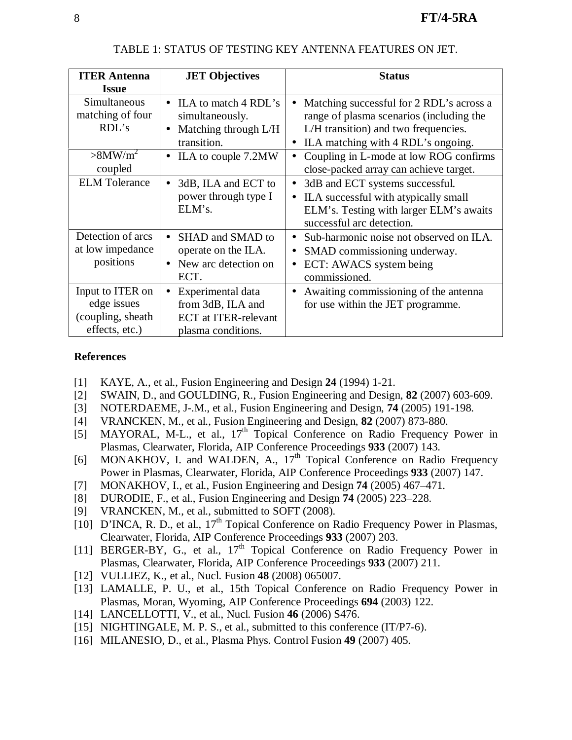TABLE 1: STATUS OF TESTING KEY ANTENNA FEATURES ON JET.

| ITER Antenna Issue | JET Objectives | Status |
|---|---|---|
| Simultaneous matching of four RDL's | • ILA to match 4 RDL's simultaneously.<br>• Matching through L/H transition. | • Matching successful for 2 RDL's across a range of plasma scenarios (including the L/H transition) and two frequencies.<br>• ILA matching with 4 RDL's ongoing. |
| >8MW/m$^2$ coupled | • ILA to couple 7.2MW | • Coupling in L-mode at low ROG confirms close-packed array can achieve target. |
| ELM Tolerance | • 3dB, ILA and ECT to power through type I ELM's. | • 3dB and ECT systems successful.<br>• ILA successful with atypically small ELM's. Testing with larger ELM's awaits successful arc detection. |
| Detection of arcs at low impedance positions | • SHAD and SMAD to operate on the ILA.<br>• New arc detection on ECT. | • Sub-harmonic noise not observed on ILA.<br>• SMAD commissioning underway.<br>• ECT: AWACS system being commissioned. |
| Input to ITER on edge issues (coupling, sheath effects, etc.) | • Experimental data from 3dB, ILA and ECT at ITER-relevant plasma conditions. | • Awaiting commissioning of the antenna for use within the JET programme. |

## References

[1] KAYE, A., et al., Fusion Engineering and Design **24** (1994) 1-21.
[2] SWAIN, D., and GOULDING, R., Fusion Engineering and Design, **82** (2007) 603-609.
[3] NOTERDAEME, J-.M., et al., Fusion Engineering and Design, **74** (2005) 191-198.
[4] VRANCKEN, M., et al., Fusion Engineering and Design, **82** (2007) 873-880.
[5] MAYORAL, M-L., et al., 17th Topical Conference on Radio Frequency Power in Plasmas, Clearwater, Florida, AIP Conference Proceedings **933** (2007) 143.
[6] MONAKHOV, I. and WALDEN, A., 17th Topical Conference on Radio Frequency Power in Plasmas, Clearwater, Florida, AIP Conference Proceedings **933** (2007) 147.
[7] MONAKHOV, I., et al., Fusion Engineering and Design **74** (2005) 467–471.
[8] DURODIE, F., et al., Fusion Engineering and Design **74** (2005) 223–228.
[9] VRANCKEN, M., et al., submitted to SOFT (2008).
[10] D'INCA, R. D., et al., 17th Topical Conference on Radio Frequency Power in Plasmas, Clearwater, Florida, AIP Conference Proceedings **933** (2007) 203.
[11] BERGER-BY, G., et al., 17th Topical Conference on Radio Frequency Power in Plasmas, Clearwater, Florida, AIP Conference Proceedings **933** (2007) 211.
[12] VULLIEZ, K., et al., Nucl. Fusion **48** (2008) 065007.
[13] LAMALLE, P. U., et al., 15th Topical Conference on Radio Frequency Power in Plasmas, Moran, Wyoming, AIP Conference Proceedings **694** (2003) 122.
[14] LANCELLOTTI, V., et al., Nucl. Fusion **46** (2006) S476.
[15] NIGHTINGALE, M. P. S., et al., submitted to this conference (IT/P7-6).
[16] MILANESIO, D., et al., Plasma Phys. Control Fusion **49** (2007) 405.